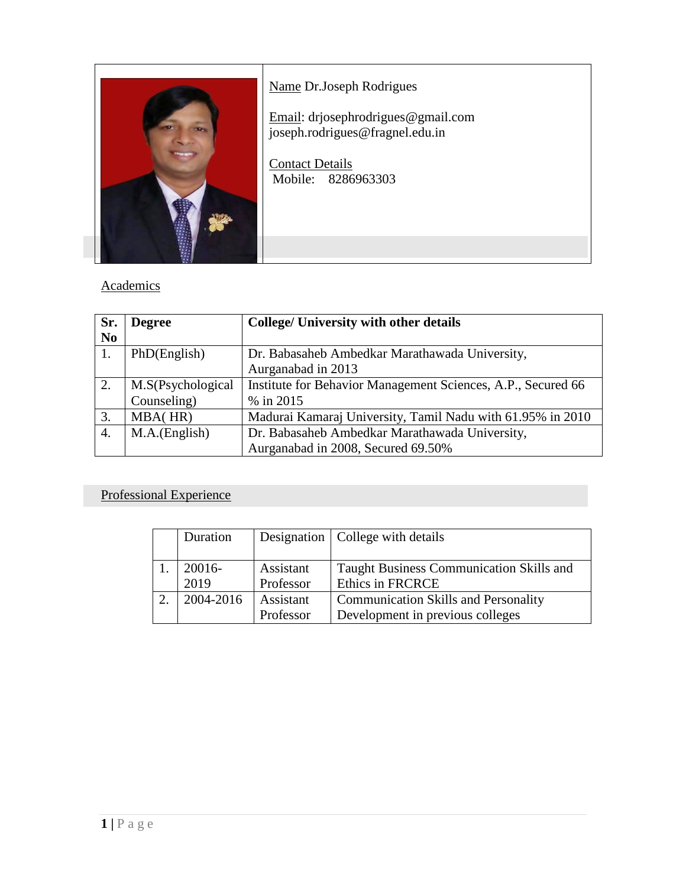Name Dr.Joseph Rodrigues

Email: drjosephrodrigues@gmail.com
joseph.rodrigues@fragnel.edu.in

Contact Details
Mobile: 8286963303

## Academics

| Sr. No | Degree | College/ University with other details |
|---|---|---|
| 1. | PhD(English) | Dr. Babasaheb Ambedkar Marathawada University, Aurganabad in 2013 |
| 2. | M.S(Psychological Counseling) | Institute for Behavior Management Sciences, A.P., Secured 66 % in 2015 |
| 3. | MBA( HR) | Madurai Kamaraj University, Tamil Nadu with 61.95% in 2010 |
| 4. | M.A.(English) | Dr. Babasaheb Ambedkar Marathawada University, Aurganabad in 2008, Secured 69.50% |

## Professional Experience

| | Duration | Designation | College with details |
|---|---|---|---|
| 1. | 20016-2019 | Assistant Professor | Taught Business Communication Skills and Ethics in FRCRCE |
| 2. | 2004-2016 | Assistant Professor | Communication Skills and Personality Development in previous colleges |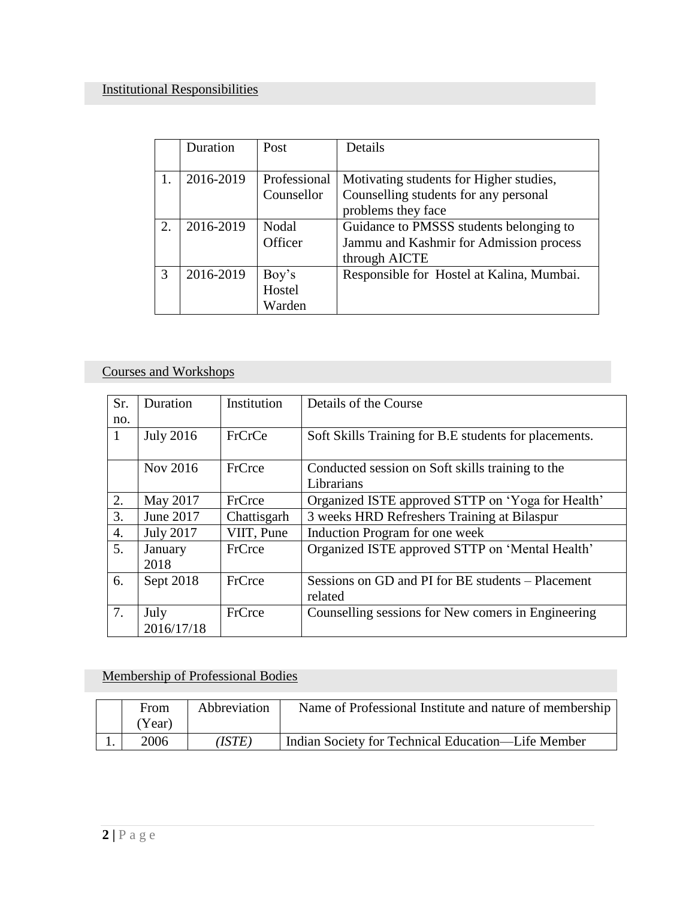## Institutional Responsibilities

| | Duration | Post | Details |
|---|---|---|---|
| 1. | 2016-2019 | Professional Counsellor | Motivating students for Higher studies, Counselling students for any personal problems they face |
| 2. | 2016-2019 | Nodal Officer | Guidance to PMSSS students belonging to Jammu and Kashmir for Admission process through AICTE |
| 3 | 2016-2019 | Boy's Hostel Warden | Responsible for Hostel at Kalina, Mumbai. |

## Courses and Workshops

| Sr. no. | Duration | Institution | Details of the Course |
|---|---|---|---|
| 1 | July 2016 | FrCrCe | Soft Skills Training for B.E students for placements. |
| | Nov 2016 | FrCrce | Conducted session on Soft skills training to the Librarians |
| 2. | May 2017 | FrCrce | Organized ISTE approved STTP on 'Yoga for Health' |
| 3. | June 2017 | Chattisgarh | 3 weeks HRD Refreshers Training at Bilaspur |
| 4. | July 2017 | VIIT, Pune | Induction Program for one week |
| 5. | January 2018 | FrCrce | Organized ISTE approved STTP on 'Mental Health' |
| 6. | Sept 2018 | FrCrce | Sessions on GD and PI for BE students – Placement related |
| 7. | July 2016/17/18 | FrCrce | Counselling sessions for New comers in Engineering |

## Membership of Professional Bodies

| | From (Year) | Abbreviation | Name of Professional Institute and nature of membership |
|---|---|---|---|
| 1. | 2006 | *(ISTE)* | Indian Society for Technical Education—Life Member |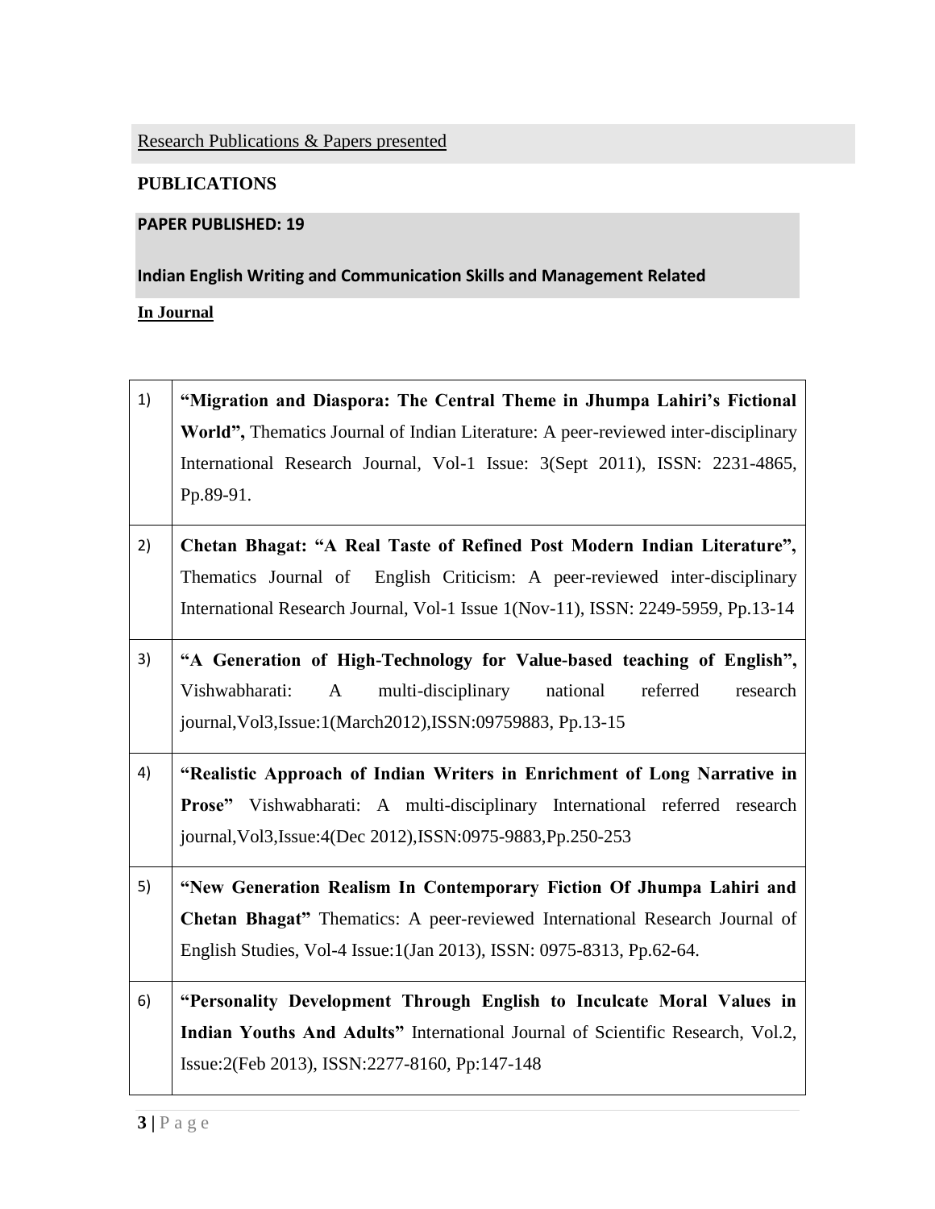Research Publications & Papers presented

**PUBLICATIONS**

**PAPER PUBLISHED: 19**

**Indian English Writing and Communication Skills and Management Related**

**In Journal**

| | |
|---|---|
| 1) | **"Migration and Diaspora: The Central Theme in Jhumpa Lahiri's Fictional World",** Thematics Journal of Indian Literature: A peer-reviewed inter-disciplinary International Research Journal, Vol-1 Issue: 3(Sept 2011), ISSN: 2231-4865, Pp.89-91. |
| 2) | **Chetan Bhagat: "A Real Taste of Refined Post Modern Indian Literature",** Thematics Journal of English Criticism: A peer-reviewed inter-disciplinary International Research Journal, Vol-1 Issue 1(Nov-11), ISSN: 2249-5959, Pp.13-14 |
| 3) | **"A Generation of High-Technology for Value-based teaching of English",** Vishwabharati: A multi-disciplinary national referred research journal,Vol3,Issue:1(March2012),ISSN:09759883, Pp.13-15 |
| 4) | **"Realistic Approach of Indian Writers in Enrichment of Long Narrative in Prose"** Vishwabharati: A multi-disciplinary International referred research journal,Vol3,Issue:4(Dec 2012),ISSN:0975-9883,Pp.250-253 |
| 5) | **"New Generation Realism In Contemporary Fiction Of Jhumpa Lahiri and Chetan Bhagat"** Thematics: A peer-reviewed International Research Journal of English Studies, Vol-4 Issue:1(Jan 2013), ISSN: 0975-8313, Pp.62-64. |
| 6) | **"Personality Development Through English to Inculcate Moral Values in Indian Youths And Adults"** International Journal of Scientific Research, Vol.2, Issue:2(Feb 2013), ISSN:2277-8160, Pp:147-148 |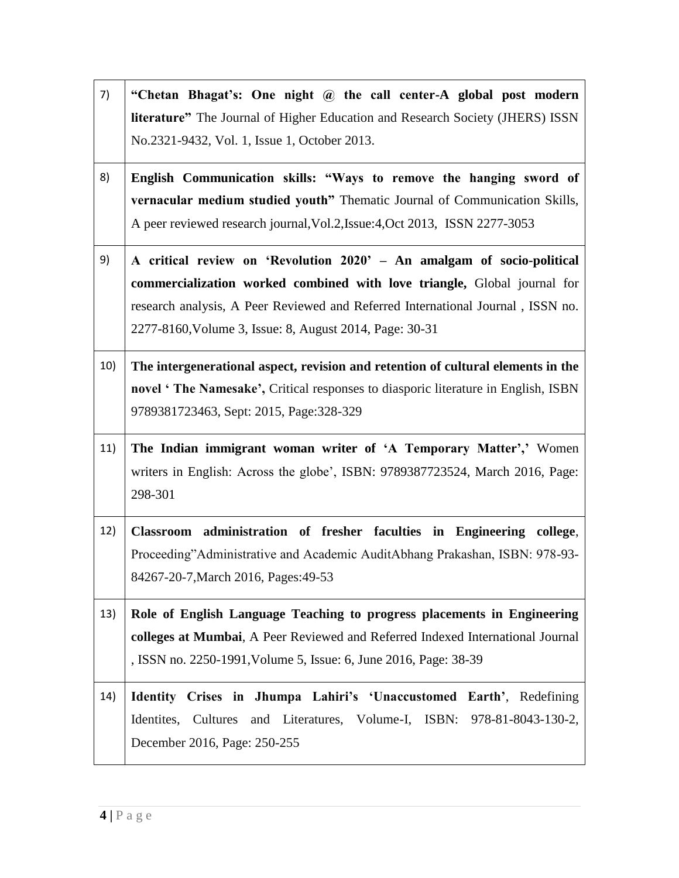| | |
|---|---|
| 7) | **"Chetan Bhagat's: One night @ the call center-A global post modern literature"** The Journal of Higher Education and Research Society (JHERS) ISSN No.2321-9432, Vol. 1, Issue 1, October 2013. |
| 8) | **English Communication skills: "Ways to remove the hanging sword of vernacular medium studied youth"** Thematic Journal of Communication Skills, A peer reviewed research journal,Vol.2,Issue:4,Oct 2013, ISSN 2277-3053 |
| 9) | **A critical review on 'Revolution 2020' – An amalgam of socio-political commercialization worked combined with love triangle,** Global journal for research analysis, A Peer Reviewed and Referred International Journal , ISSN no. 2277-8160,Volume 3, Issue: 8, August 2014, Page: 30-31 |
| 10) | **The intergenerational aspect, revision and retention of cultural elements in the novel ' The Namesake',** Critical responses to diasporic literature in English, ISBN 9789381723463, Sept: 2015, Page:328-329 |
| 11) | **The Indian immigrant woman writer of 'A Temporary Matter',**' Women writers in English: Across the globe', ISBN: 9789387723524, March 2016, Page: 298-301 |
| 12) | **Classroom administration of fresher faculties in Engineering college**, Proceeding"Administrative and Academic AuditAbhang Prakashan, ISBN: 978-93-84267-20-7,March 2016, Pages:49-53 |
| 13) | **Role of English Language Teaching to progress placements in Engineering colleges at Mumbai**, A Peer Reviewed and Referred Indexed International Journal , ISSN no. 2250-1991,Volume 5, Issue: 6, June 2016, Page: 38-39 |
| 14) | **Identity Crises in Jhumpa Lahiri's 'Unaccustomed Earth'**, Redefining Identites, Cultures and Literatures, Volume-I, ISBN: 978-81-8043-130-2, December 2016, Page: 250-255 |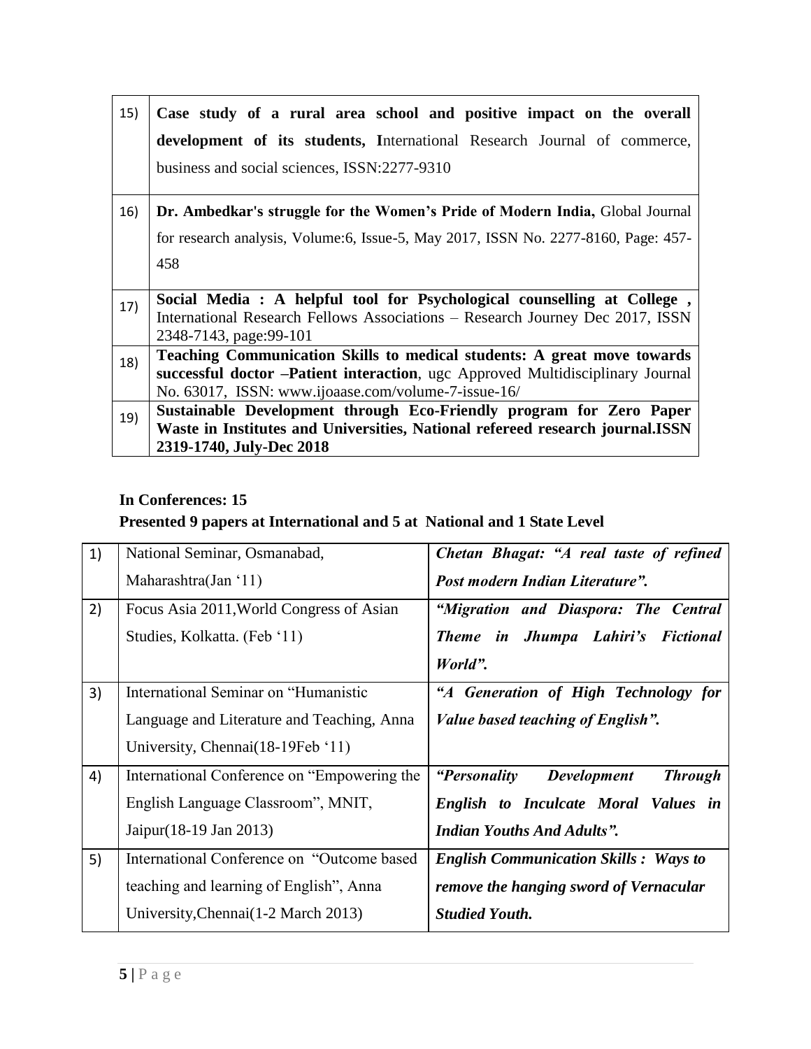| | |
|---|---|
| 15) | **Case study of a rural area school and positive impact on the overall development of its students, I**nternational Research Journal of commerce, business and social sciences, ISSN:2277-9310 |
| 16) | **Dr. Ambedkar's struggle for the Women's Pride of Modern India,** Global Journal for research analysis, Volume:6, Issue-5, May 2017, ISSN No. 2277-8160, Page: 457-458 |
| 17) | **Social Media : A helpful tool for Psychological counselling at College ,** International Research Fellows Associations – Research Journey Dec 2017, ISSN 2348-7143, page:99-101 |
| 18) | **Teaching Communication Skills to medical students: A great move towards successful doctor –Patient interaction**, ugc Approved Multidisciplinary Journal No. 63017, ISSN: www.ijoaase.com/volume-7-issue-16/ |
| 19) | **Sustainable Development through Eco-Friendly program for Zero Paper Waste in Institutes and Universities, National refereed research journal.ISSN 2319-1740, July-Dec 2018** |

**In Conferences: 15**

**Presented 9 papers at International and 5 at National and 1 State Level**

| | | |
|---|---|---|
| 1) | National Seminar, Osmanabad, Maharashtra(Jan '11) | ***Chetan Bhagat: "A real taste of refined Post modern Indian Literature".*** |
| 2) | Focus Asia 2011,World Congress of Asian Studies, Kolkatta. (Feb '11) | ***"Migration and Diaspora: The Central Theme in Jhumpa Lahiri's Fictional World".*** |
| 3) | International Seminar on "Humanistic Language and Literature and Teaching, Anna University, Chennai(18-19Feb '11) | ***"A Generation of High Technology for Value based teaching of English".*** |
| 4) | International Conference on "Empowering the English Language Classroom", MNIT, Jaipur(18-19 Jan 2013) | ***"Personality Development Through English to Inculcate Moral Values in Indian Youths And Adults".*** |
| 5) | International Conference on "Outcome based teaching and learning of English", Anna University,Chennai(1-2 March 2013) | ***English Communication Skills : Ways to remove the hanging sword of Vernacular Studied Youth.*** |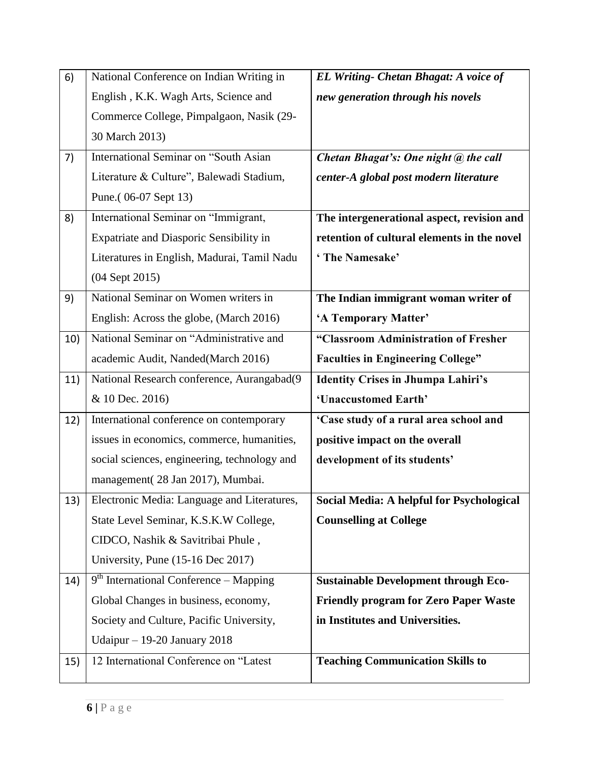| 6) | National Conference on Indian Writing in English , K.K. Wagh Arts, Science and Commerce College, Pimpalgaon, Nasik (29-30 March 2013) | ***EL Writing- Chetan Bhagat: A voice of new generation through his novels*** |
|---|---|---|
| 7) | International Seminar on "South Asian Literature & Culture", Balewadi Stadium, Pune.( 06-07 Sept 13) | ***Chetan Bhagat's: One night @ the call center-A global post modern literature*** |
| 8) | International Seminar on "Immigrant, Expatriate and Diasporic Sensibility in Literatures in English, Madurai, Tamil Nadu (04 Sept 2015) | **The intergenerational aspect, revision and retention of cultural elements in the novel ' The Namesake'** |
| 9) | National Seminar on Women writers in English: Across the globe, (March 2016) | **The Indian immigrant woman writer of 'A Temporary Matter'** |
| 10) | National Seminar on "Administrative and academic Audit, Nanded(March 2016) | **"Classroom Administration of Fresher Faculties in Engineering College"** |
| 11) | National Research conference, Aurangabad(9 & 10 Dec. 2016) | **Identity Crises in Jhumpa Lahiri's 'Unaccustomed Earth'** |
| 12) | International conference on contemporary issues in economics, commerce, humanities, social sciences, engineering, technology and management( 28 Jan 2017), Mumbai. | **'Case study of a rural area school and positive impact on the overall development of its students'** |
| 13) | Electronic Media: Language and Literatures, State Level Seminar, K.S.K.W College, CIDCO, Nashik & Savitribai Phule , University, Pune (15-16 Dec 2017) | **Social Media: A helpful for Psychological Counselling at College** |
| 14) | 9th International Conference – Mapping Global Changes in business, economy, Society and Culture, Pacific University, Udaipur – 19-20 January 2018 | **Sustainable Development through Eco-Friendly program for Zero Paper Waste in Institutes and Universities.** |
| 15) | 12 International Conference on "Latest | **Teaching Communication Skills to** |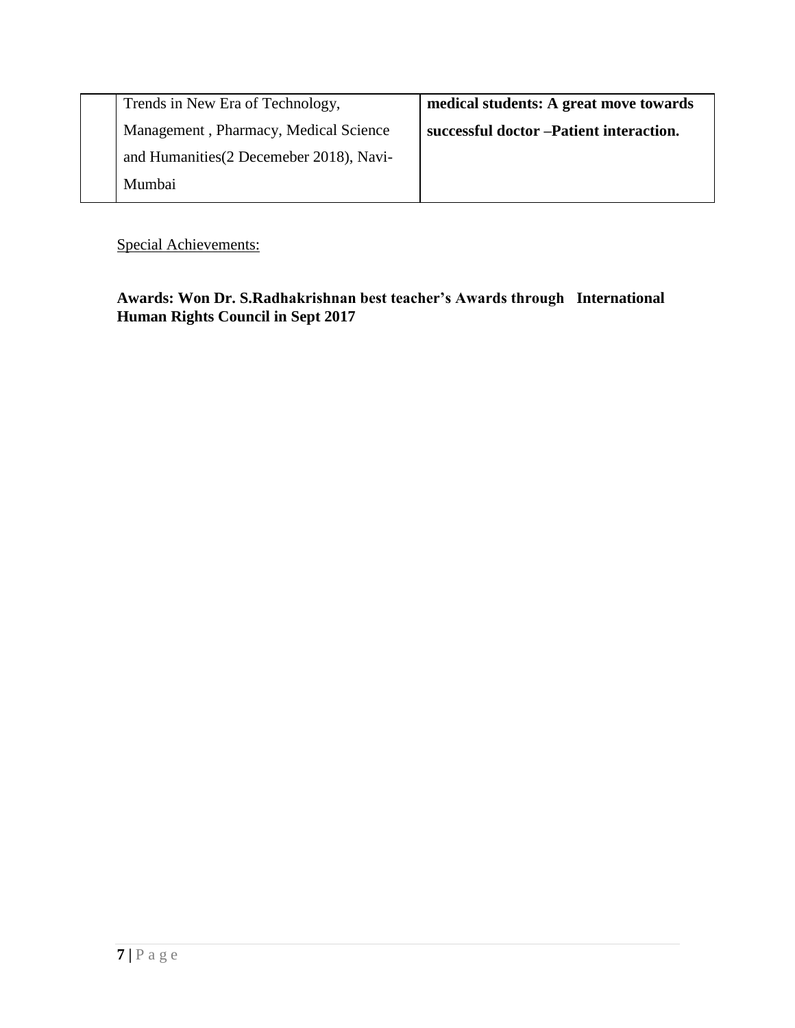| | | |
|---|---|---|
| | Trends in New Era of Technology, Management , Pharmacy, Medical Science and Humanities(2 Decemeber 2018), Navi-Mumbai | **medical students: A great move towards successful doctor –Patient interaction.** |

<u>Special Achievements:</u>

**Awards: Won Dr. S.Radhakrishnan best teacher's Awards through International Human Rights Council in Sept 2017**